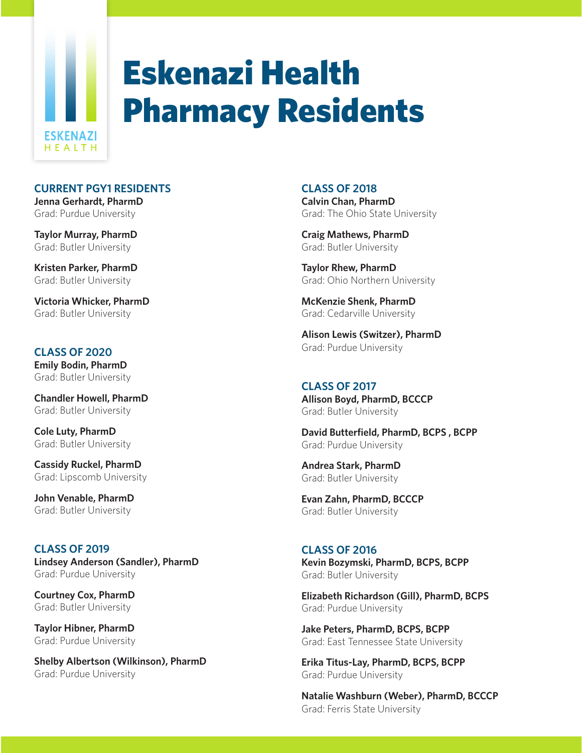# Eskenazi Health Pharmacy Residents

## CURRENT PGY1 RESIDENTS

**Jenna Gerhardt, PharmD**
Grad: Purdue University

**Taylor Murray, PharmD**
Grad: Butler University

**Kristen Parker, PharmD**
Grad: Butler University

**Victoria Whicker, PharmD**
Grad: Butler University

## CLASS OF 2020

**Emily Bodin, PharmD**
Grad: Butler University

**Chandler Howell, PharmD**
Grad: Butler University

**Cole Luty, PharmD**
Grad: Butler University

**Cassidy Ruckel, PharmD**
Grad: Lipscomb University

**John Venable, PharmD**
Grad: Butler University

## CLASS OF 2019

**Lindsey Anderson (Sandler), PharmD**
Grad: Purdue University

**Courtney Cox, PharmD**
Grad: Butler University

**Taylor Hibner, PharmD**
Grad: Purdue University

**Shelby Albertson (Wilkinson), PharmD**
Grad: Purdue University

## CLASS OF 2018

**Calvin Chan, PharmD**
Grad: The Ohio State University

**Craig Mathews, PharmD**
Grad: Butler University

**Taylor Rhew, PharmD**
Grad: Ohio Northern University

**McKenzie Shenk, PharmD**
Grad: Cedarville University

**Alison Lewis (Switzer), PharmD**
Grad: Purdue University

## CLASS OF 2017

**Allison Boyd, PharmD, BCCCP**
Grad: Butler University

**David Butterfield, PharmD, BCPS , BCPP**
Grad: Purdue University

**Andrea Stark, PharmD**
Grad: Butler University

**Evan Zahn, PharmD, BCCCP**
Grad: Butler University

## CLASS OF 2016

**Kevin Bozymski, PharmD, BCPS, BCPP**
Grad: Butler University

**Elizabeth Richardson (Gill), PharmD, BCPS**
Grad: Purdue University

**Jake Peters, PharmD, BCPS, BCPP**
Grad: East Tennessee State University

**Erika Titus-Lay, PharmD, BCPS, BCPP**
Grad: Purdue University

**Natalie Washburn (Weber), PharmD, BCCCP**
Grad: Ferris State University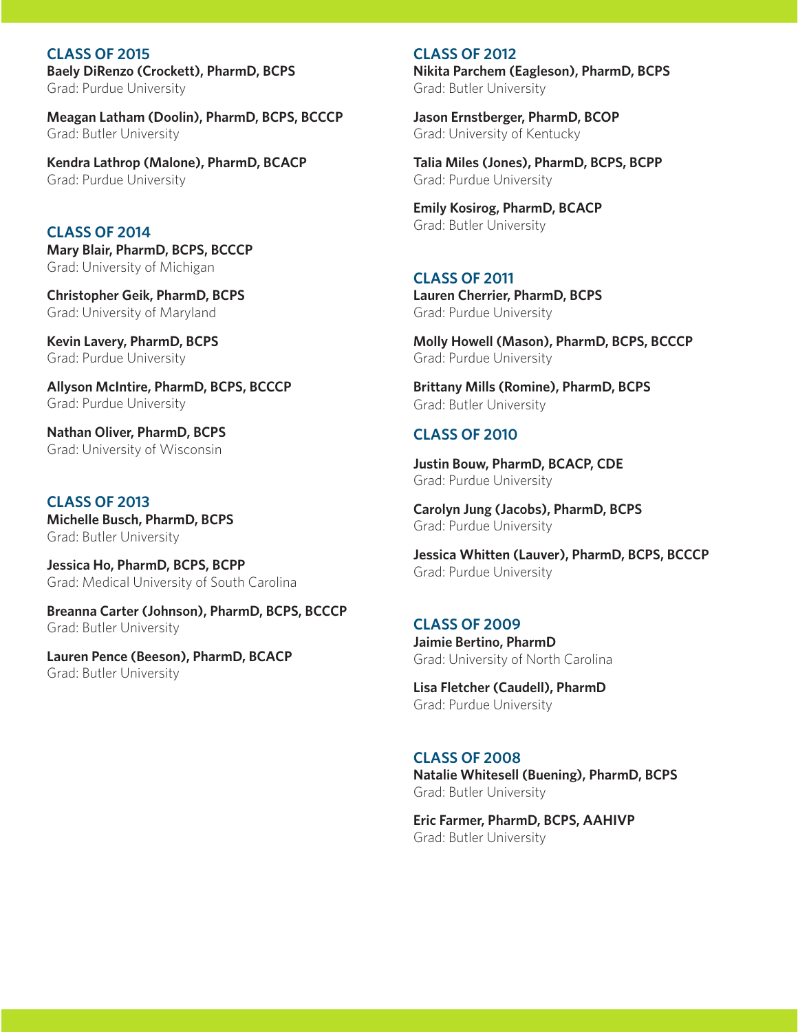## CLASS OF 2015

**Baely DiRenzo (Crockett), PharmD, BCPS**
Grad: Purdue University

**Meagan Latham (Doolin), PharmD, BCPS, BCCCP**
Grad: Butler University

**Kendra Lathrop (Malone), PharmD, BCACP**
Grad: Purdue University

## CLASS OF 2014

**Mary Blair, PharmD, BCPS, BCCCP**
Grad: University of Michigan

**Christopher Geik, PharmD, BCPS**
Grad: University of Maryland

**Kevin Lavery, PharmD, BCPS**
Grad: Purdue University

**Allyson McIntire, PharmD, BCPS, BCCCP**
Grad: Purdue University

**Nathan Oliver, PharmD, BCPS**
Grad: University of Wisconsin

## CLASS OF 2013

**Michelle Busch, PharmD, BCPS**
Grad: Butler University

**Jessica Ho, PharmD, BCPS, BCPP**
Grad: Medical University of South Carolina

**Breanna Carter (Johnson), PharmD, BCPS, BCCCP**
Grad: Butler University

**Lauren Pence (Beeson), PharmD, BCACP**
Grad: Butler University

## CLASS OF 2012

**Nikita Parchem (Eagleson), PharmD, BCPS**
Grad: Butler University

**Jason Ernstberger, PharmD, BCOP**
Grad: University of Kentucky

**Talia Miles (Jones), PharmD, BCPS, BCPP**
Grad: Purdue University

**Emily Kosirog, PharmD, BCACP**
Grad: Butler University

## CLASS OF 2011

**Lauren Cherrier, PharmD, BCPS**
Grad: Purdue University

**Molly Howell (Mason), PharmD, BCPS, BCCCP**
Grad: Purdue University

**Brittany Mills (Romine), PharmD, BCPS**
Grad: Butler University

## CLASS OF 2010

**Justin Bouw, PharmD, BCACP, CDE**
Grad: Purdue University

**Carolyn Jung (Jacobs), PharmD, BCPS**
Grad: Purdue University

**Jessica Whitten (Lauver), PharmD, BCPS, BCCCP**
Grad: Purdue University

## CLASS OF 2009

**Jaimie Bertino, PharmD**
Grad: University of North Carolina

**Lisa Fletcher (Caudell), PharmD**
Grad: Purdue University

## CLASS OF 2008

**Natalie Whitesell (Buening), PharmD, BCPS**
Grad: Butler University

**Eric Farmer, PharmD, BCPS, AAHIVP**
Grad: Butler University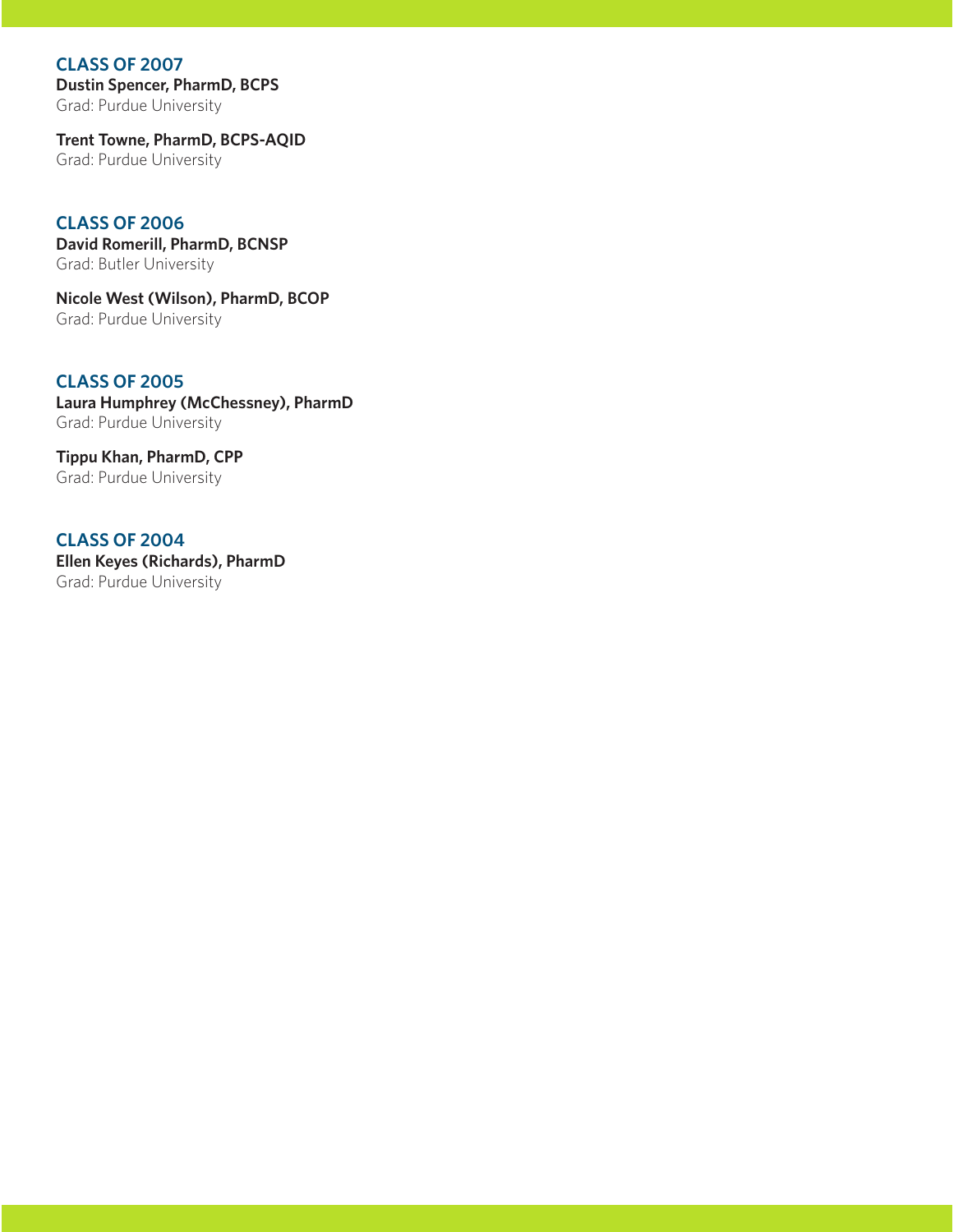## CLASS OF 2007

**Dustin Spencer, PharmD, BCPS**
Grad: Purdue University

**Trent Towne, PharmD, BCPS-AQID**
Grad: Purdue University

## CLASS OF 2006

**David Romerill, PharmD, BCNSP**
Grad: Butler University

**Nicole West (Wilson), PharmD, BCOP**
Grad: Purdue University

## CLASS OF 2005

**Laura Humphrey (McChessney), PharmD**
Grad: Purdue University

**Tippu Khan, PharmD, CPP**
Grad: Purdue University

## CLASS OF 2004

**Ellen Keyes (Richards), PharmD**
Grad: Purdue University